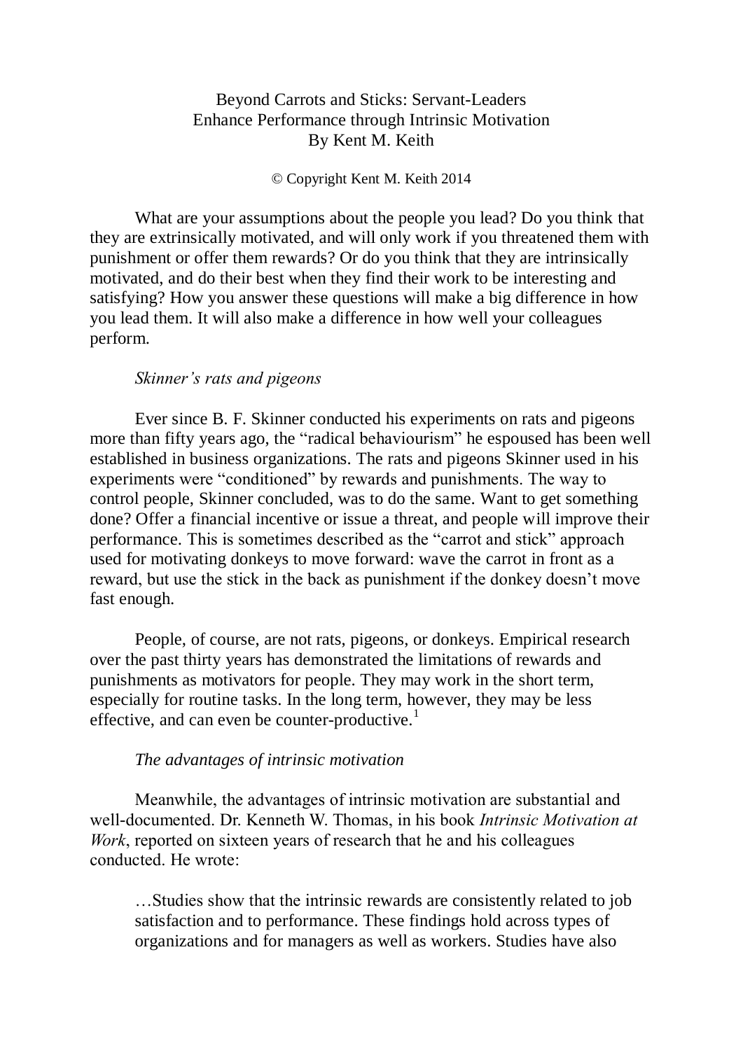# Beyond Carrots and Sticks: Servant-Leaders Enhance Performance through Intrinsic Motivation

By Kent M. Keith

© Copyright Kent M. Keith 2014

What are your assumptions about the people you lead? Do you think that they are extrinsically motivated, and will only work if you threatened them with punishment or offer them rewards? Or do you think that they are intrinsically motivated, and do their best when they find their work to be interesting and satisfying? How you answer these questions will make a big difference in how you lead them. It will also make a difference in how well your colleagues perform.

*Skinner's rats and pigeons*

Ever since B. F. Skinner conducted his experiments on rats and pigeons more than fifty years ago, the "radical behaviourism" he espoused has been well established in business organizations. The rats and pigeons Skinner used in his experiments were "conditioned" by rewards and punishments. The way to control people, Skinner concluded, was to do the same. Want to get something done? Offer a financial incentive or issue a threat, and people will improve their performance. This is sometimes described as the "carrot and stick" approach used for motivating donkeys to move forward: wave the carrot in front as a reward, but use the stick in the back as punishment if the donkey doesn't move fast enough.

People, of course, are not rats, pigeons, or donkeys. Empirical research over the past thirty years has demonstrated the limitations of rewards and punishments as motivators for people. They may work in the short term, especially for routine tasks. In the long term, however, they may be less effective, and can even be counter-productive.[1]

*The advantages of intrinsic motivation*

Meanwhile, the advantages of intrinsic motivation are substantial and well-documented. Dr. Kenneth W. Thomas, in his book *Intrinsic Motivation at Work*, reported on sixteen years of research that he and his colleagues conducted. He wrote:

> …Studies show that the intrinsic rewards are consistently related to job satisfaction and to performance. These findings hold across types of organizations and for managers as well as workers. Studies have also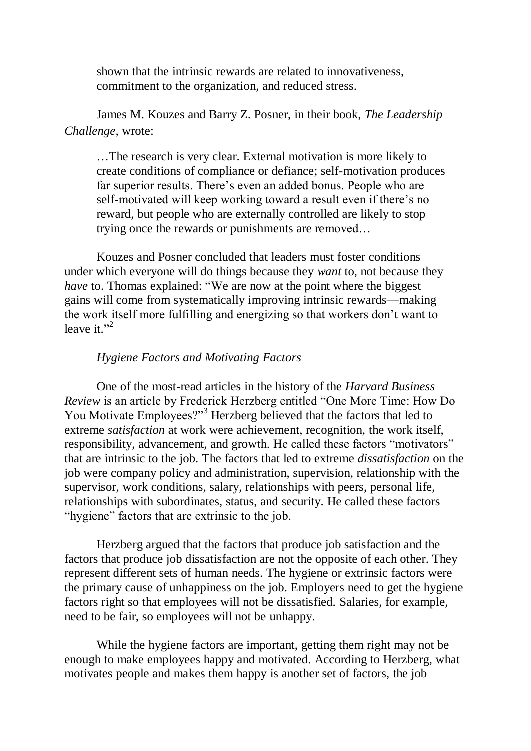shown that the intrinsic rewards are related to innovativeness, commitment to the organization, and reduced stress.

James M. Kouzes and Barry Z. Posner, in their book, *The Leadership Challenge,* wrote:

> …The research is very clear. External motivation is more likely to create conditions of compliance or defiance; self-motivation produces far superior results. There's even an added bonus. People who are self-motivated will keep working toward a result even if there's no reward, but people who are externally controlled are likely to stop trying once the rewards or punishments are removed…

Kouzes and Posner concluded that leaders must foster conditions under which everyone will do things because they *want* to, not because they *have* to. Thomas explained: "We are now at the point where the biggest gains will come from systematically improving intrinsic rewards—making the work itself more fulfilling and energizing so that workers don't want to leave it."[2]

### *Hygiene Factors and Motivating Factors*

One of the most-read articles in the history of the *Harvard Business Review* is an article by Frederick Herzberg entitled "One More Time: How Do You Motivate Employees?"[3] Herzberg believed that the factors that led to extreme *satisfaction* at work were achievement, recognition, the work itself, responsibility, advancement, and growth. He called these factors "motivators" that are intrinsic to the job. The factors that led to extreme *dissatisfaction* on the job were company policy and administration, supervision, relationship with the supervisor, work conditions, salary, relationships with peers, personal life, relationships with subordinates, status, and security. He called these factors "hygiene" factors that are extrinsic to the job.

Herzberg argued that the factors that produce job satisfaction and the factors that produce job dissatisfaction are not the opposite of each other. They represent different sets of human needs. The hygiene or extrinsic factors were the primary cause of unhappiness on the job. Employers need to get the hygiene factors right so that employees will not be dissatisfied. Salaries, for example, need to be fair, so employees will not be unhappy.

While the hygiene factors are important, getting them right may not be enough to make employees happy and motivated. According to Herzberg, what motivates people and makes them happy is another set of factors, the job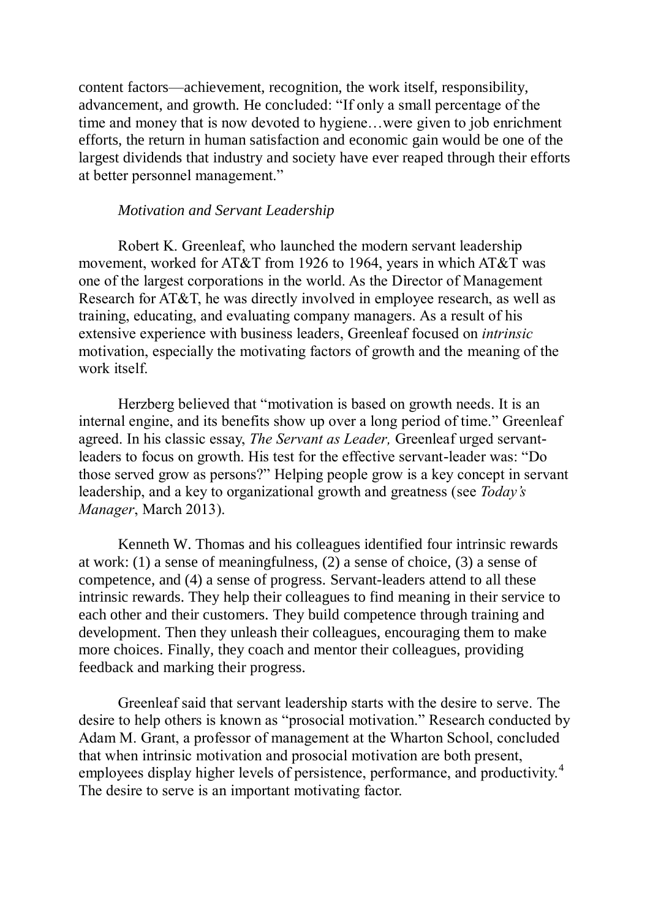content factors—achievement, recognition, the work itself, responsibility, advancement, and growth. He concluded: "If only a small percentage of the time and money that is now devoted to hygiene…were given to job enrichment efforts, the return in human satisfaction and economic gain would be one of the largest dividends that industry and society have ever reaped through their efforts at better personnel management."

### *Motivation and Servant Leadership*

Robert K. Greenleaf, who launched the modern servant leadership movement, worked for AT&T from 1926 to 1964, years in which AT&T was one of the largest corporations in the world. As the Director of Management Research for AT&T, he was directly involved in employee research, as well as training, educating, and evaluating company managers. As a result of his extensive experience with business leaders, Greenleaf focused on *intrinsic* motivation, especially the motivating factors of growth and the meaning of the work itself.

Herzberg believed that "motivation is based on growth needs. It is an internal engine, and its benefits show up over a long period of time." Greenleaf agreed. In his classic essay, *The Servant as Leader,* Greenleaf urged servant-leaders to focus on growth. His test for the effective servant-leader was: "Do those served grow as persons?" Helping people grow is a key concept in servant leadership, and a key to organizational growth and greatness (see *Today's Manager*, March 2013).

Kenneth W. Thomas and his colleagues identified four intrinsic rewards at work: (1) a sense of meaningfulness, (2) a sense of choice, (3) a sense of competence, and (4) a sense of progress. Servant-leaders attend to all these intrinsic rewards. They help their colleagues to find meaning in their service to each other and their customers. They build competence through training and development. Then they unleash their colleagues, encouraging them to make more choices. Finally, they coach and mentor their colleagues, providing feedback and marking their progress.

Greenleaf said that servant leadership starts with the desire to serve. The desire to help others is known as "prosocial motivation." Research conducted by Adam M. Grant, a professor of management at the Wharton School, concluded that when intrinsic motivation and prosocial motivation are both present, employees display higher levels of persistence, performance, and productivity.[4] The desire to serve is an important motivating factor.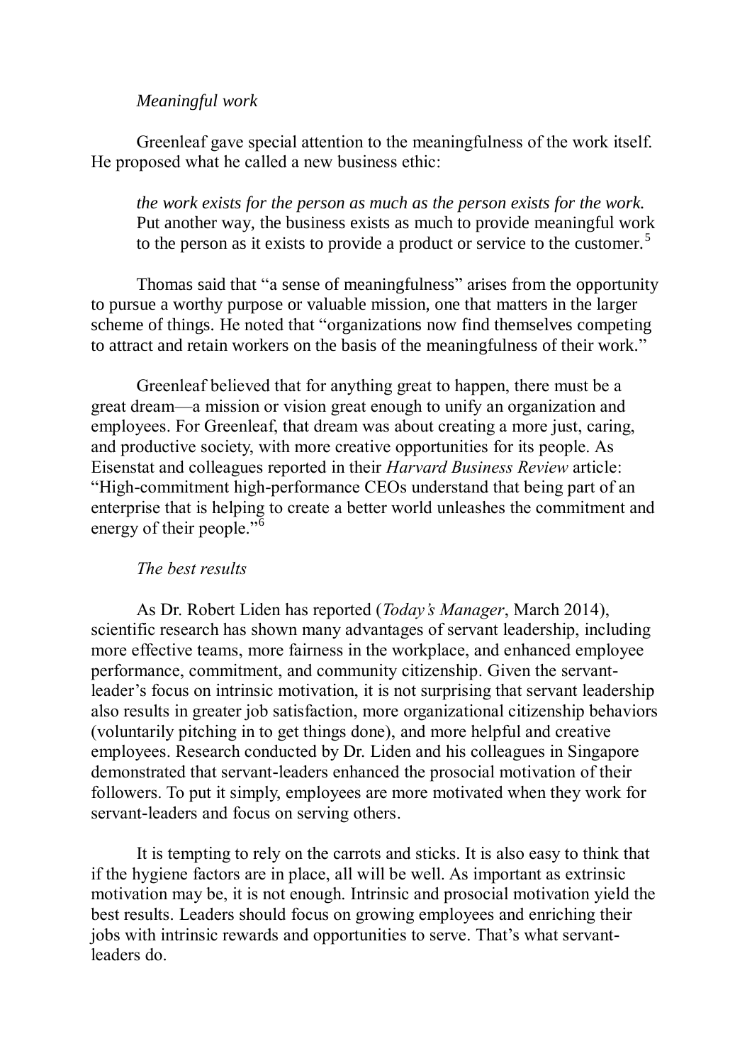*Meaningful work*

Greenleaf gave special attention to the meaningfulness of the work itself. He proposed what he called a new business ethic:

> *the work exists for the person as much as the person exists for the work.* Put another way, the business exists as much to provide meaningful work to the person as it exists to provide a product or service to the customer.[5]

Thomas said that "a sense of meaningfulness" arises from the opportunity to pursue a worthy purpose or valuable mission, one that matters in the larger scheme of things. He noted that "organizations now find themselves competing to attract and retain workers on the basis of the meaningfulness of their work."

Greenleaf believed that for anything great to happen, there must be a great dream—a mission or vision great enough to unify an organization and employees. For Greenleaf, that dream was about creating a more just, caring, and productive society, with more creative opportunities for its people. As Eisenstat and colleagues reported in their *Harvard Business Review* article: "High-commitment high-performance CEOs understand that being part of an enterprise that is helping to create a better world unleashes the commitment and energy of their people."[6]

*The best results*

As Dr. Robert Liden has reported (*Today's Manager*, March 2014), scientific research has shown many advantages of servant leadership, including more effective teams, more fairness in the workplace, and enhanced employee performance, commitment, and community citizenship. Given the servant-leader's focus on intrinsic motivation, it is not surprising that servant leadership also results in greater job satisfaction, more organizational citizenship behaviors (voluntarily pitching in to get things done), and more helpful and creative employees. Research conducted by Dr. Liden and his colleagues in Singapore demonstrated that servant-leaders enhanced the prosocial motivation of their followers. To put it simply, employees are more motivated when they work for servant-leaders and focus on serving others.

It is tempting to rely on the carrots and sticks. It is also easy to think that if the hygiene factors are in place, all will be well. As important as extrinsic motivation may be, it is not enough. Intrinsic and prosocial motivation yield the best results. Leaders should focus on growing employees and enriching their jobs with intrinsic rewards and opportunities to serve. That's what servant-leaders do.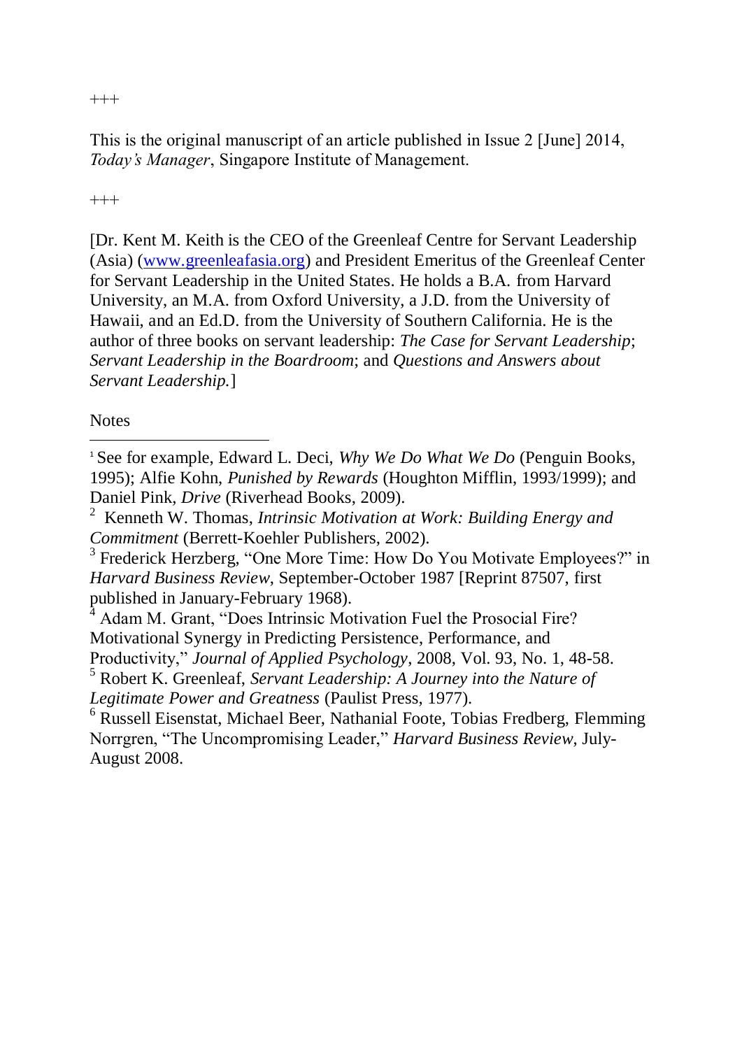+++

This is the original manuscript of an article published in Issue 2 [June] 2014, *Today's Manager*, Singapore Institute of Management.

+++

[Dr. Kent M. Keith is the CEO of the Greenleaf Centre for Servant Leadership (Asia) (www.greenleafasia.org) and President Emeritus of the Greenleaf Center for Servant Leadership in the United States. He holds a B.A. from Harvard University, an M.A. from Oxford University, a J.D. from the University of Hawaii, and an Ed.D. from the University of Southern California. He is the author of three books on servant leadership: *The Case for Servant Leadership*; *Servant Leadership in the Boardroom*; and *Questions and Answers about Servant Leadership.*]

Notes

---

[1] See for example, Edward L. Deci, *Why We Do What We Do* (Penguin Books, 1995); Alfie Kohn, *Punished by Rewards* (Houghton Mifflin, 1993/1999); and Daniel Pink, *Drive* (Riverhead Books, 2009).

[2] Kenneth W. Thomas, *Intrinsic Motivation at Work: Building Energy and Commitment* (Berrett-Koehler Publishers, 2002).

[3] Frederick Herzberg, "One More Time: How Do You Motivate Employees?" in *Harvard Business Review*, September-October 1987 [Reprint 87507, first published in January-February 1968).

[4] Adam M. Grant, "Does Intrinsic Motivation Fuel the Prosocial Fire? Motivational Synergy in Predicting Persistence, Performance, and Productivity," *Journal of Applied Psychology*, 2008, Vol. 93, No. 1, 48-58.

[5] Robert K. Greenleaf, *Servant Leadership: A Journey into the Nature of Legitimate Power and Greatness* (Paulist Press, 1977).

[6] Russell Eisenstat, Michael Beer, Nathanial Foote, Tobias Fredberg, Flemming Norrgren, "The Uncompromising Leader," *Harvard Business Review*, July-August 2008.